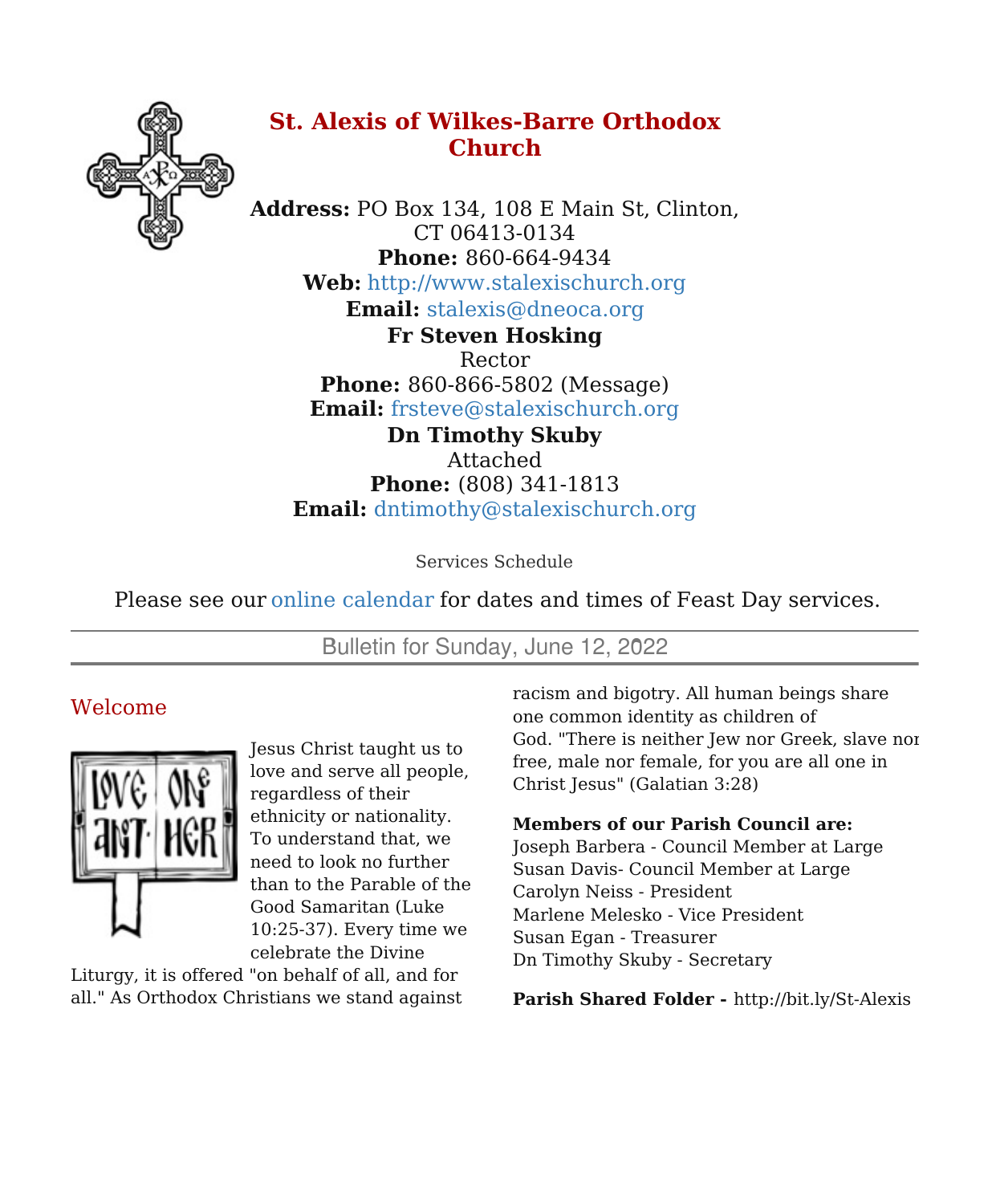# St. Alexis of Wilkes-Barre Orthodox Church

**Address:** PO Box 134, 108 E Main St, Clinton, CT 06413-0134
**Phone:** 860-664-9434
**Web:** http://www.stalexischurch.org
**Email:** stalexis@dneoca.org

**Fr Steven Hosking**
Rector
**Phone:** 860-866-5802 (Message)
**Email:** frsteve@stalexischurch.org

**Dn Timothy Skuby**
Attached
**Phone:** (808) 341-1813
**Email:** dntimothy@stalexischurch.org

Services Schedule

Please see our online calendar for dates and times of Feast Day services.

---

Bulletin for Sunday, June 12, 2022

---

## Welcome

Jesus Christ taught us to love and serve all people, regardless of their ethnicity or nationality. To understand that, we need to look no further than to the Parable of the Good Samaritan (Luke 10:25-37). Every time we celebrate the Divine Liturgy, it is offered "on behalf of all, and for all." As Orthodox Christians we stand against racism and bigotry. All human beings share one common identity as children of God. "There is neither Jew nor Greek, slave nor free, male nor female, for you are all one in Christ Jesus" (Galatian 3:28)

**Members of our Parish Council are:**
Joseph Barbera - Council Member at Large
Susan Davis- Council Member at Large
Carolyn Neiss - President
Marlene Melesko - Vice President
Susan Egan - Treasurer
Dn Timothy Skuby - Secretary

**Parish Shared Folder -** http://bit.ly/St-Alexis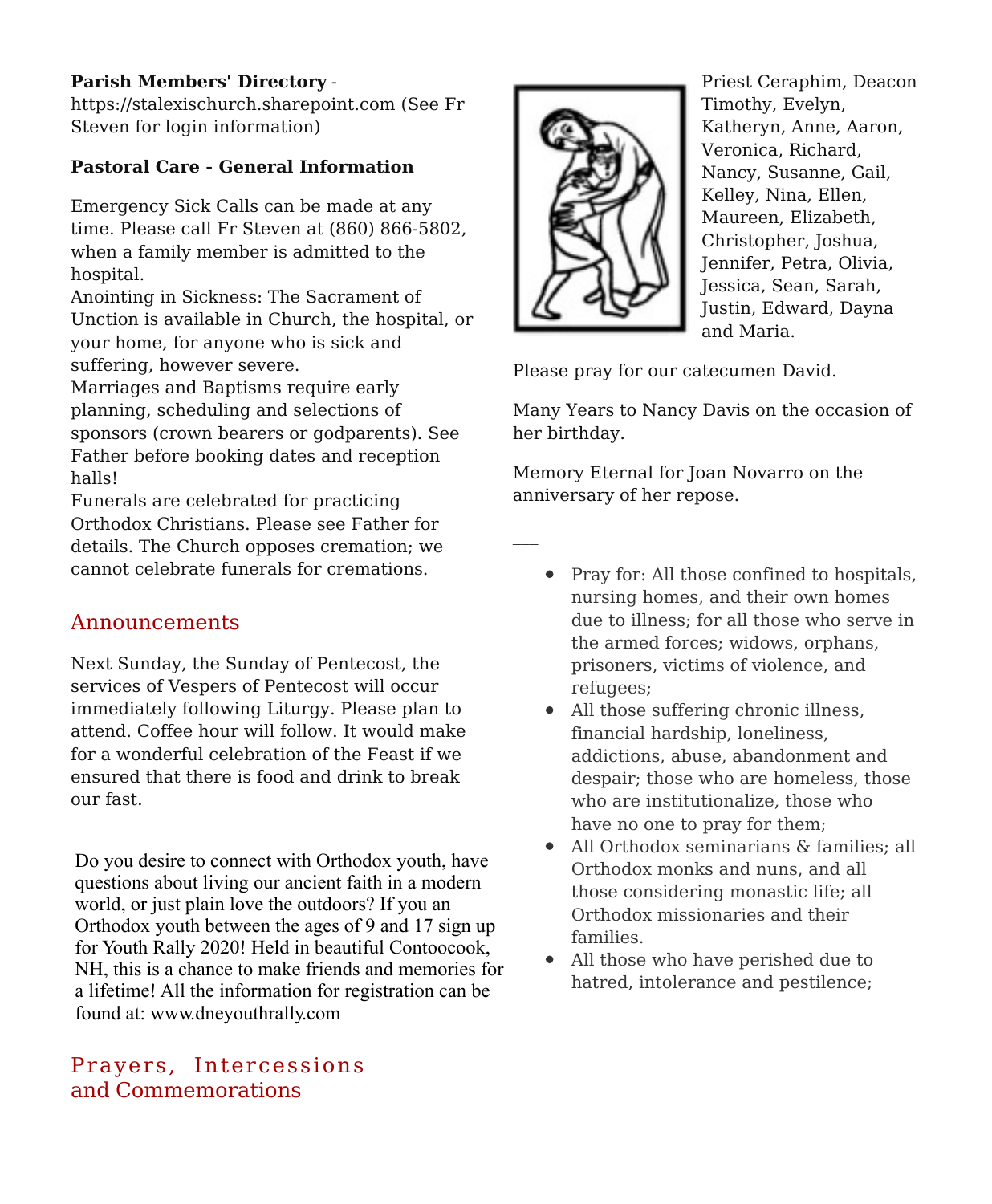**Parish Members' Directory** - https://stalexischurch.sharepoint.com (See Fr Steven for login information)

**Pastoral Care - General Information**

Emergency Sick Calls can be made at any time. Please call Fr Steven at (860) 866-5802, when a family member is admitted to the hospital.
Anointing in Sickness: The Sacrament of Unction is available in Church, the hospital, or your home, for anyone who is sick and suffering, however severe.
Marriages and Baptisms require early planning, scheduling and selections of sponsors (crown bearers or godparents). See Father before booking dates and reception halls!
Funerals are celebrated for practicing Orthodox Christians. Please see Father for details. The Church opposes cremation; we cannot celebrate funerals for cremations.

## Announcements

Next Sunday, the Sunday of Pentecost, the services of Vespers of Pentecost will occur immediately following Liturgy. Please plan to attend. Coffee hour will follow. It would make for a wonderful celebration of the Feast if we ensured that there is food and drink to break our fast.

Do you desire to connect with Orthodox youth, have questions about living our ancient faith in a modern world, or just plain love the outdoors? If you an Orthodox youth between the ages of 9 and 17 sign up for Youth Rally 2020! Held in beautiful Contoocook, NH, this is a chance to make friends and memories for a lifetime! All the information for registration can be found at: www.dneyouthrally.com

## Prayers, Intercessions and Commemorations

Priest Ceraphim, Deacon Timothy, Evelyn, Katheryn, Anne, Aaron, Veronica, Richard, Nancy, Susanne, Gail, Kelley, Nina, Ellen, Maureen, Elizabeth, Christopher, Joshua, Jennifer, Petra, Olivia, Jessica, Sean, Sarah, Justin, Edward, Dayna and Maria.

Please pray for our catecumen David.

Many Years to Nancy Davis on the occasion of her birthday.

Memory Eternal for Joan Novarro on the anniversary of her repose.

---

- Pray for: All those confined to hospitals, nursing homes, and their own homes due to illness; for all those who serve in the armed forces; widows, orphans, prisoners, victims of violence, and refugees;
- All those suffering chronic illness, financial hardship, loneliness, addictions, abuse, abandonment and despair; those who are homeless, those who are institutionalize, those who have no one to pray for them;
- All Orthodox seminarians & families; all Orthodox monks and nuns, and all those considering monastic life; all Orthodox missionaries and their families.
- All those who have perished due to hatred, intolerance and pestilence;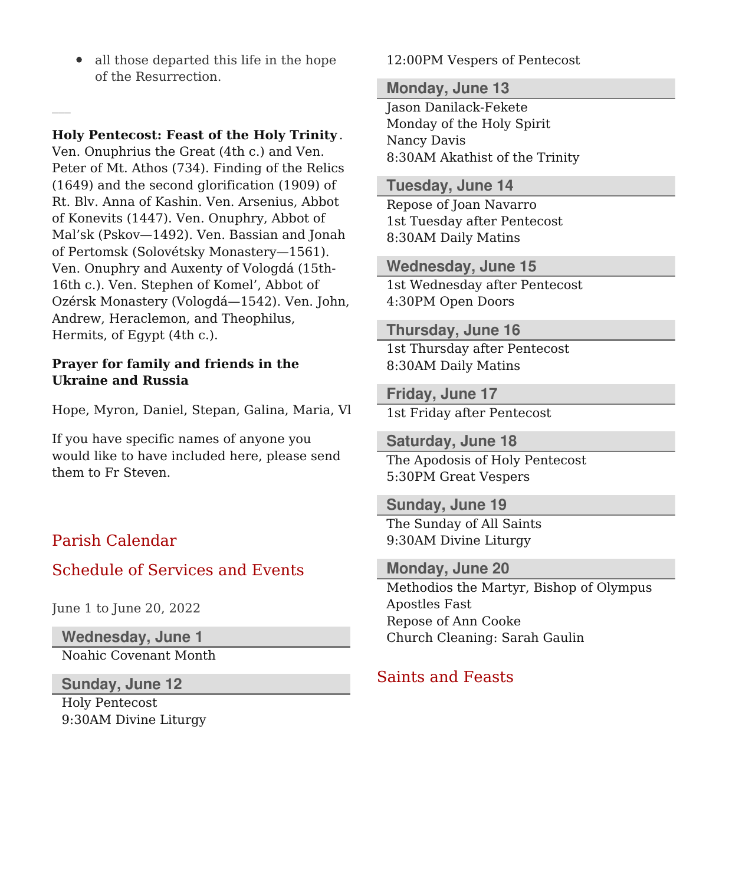- all those departed this life in the hope of the Resurrection.

___

**Holy Pentecost: Feast of the Holy Trinity**. Ven. Onuphrius the Great (4th c.) and Ven. Peter of Mt. Athos (734). Finding of the Relics (1649) and the second glorification (1909) of Rt. Blv. Anna of Kashin. Ven. Arsenius, Abbot of Konevits (1447). Ven. Onuphry, Abbot of Mal'sk (Pskov—1492). Ven. Bassian and Jonah of Pertomsk (Solovétsky Monastery—1561). Ven. Onuphry and Auxenty of Vologdá (15th-16th c.). Ven. Stephen of Komel', Abbot of Ozérsk Monastery (Vologdá—1542). Ven. John, Andrew, Heraclemon, and Theophilus, Hermits, of Egypt (4th c.).

**Prayer for family and friends in the Ukraine and Russia**

Hope, Myron, Daniel, Stepan, Galina, Maria, Vl

If you have specific names of anyone you would like to have included here, please send them to Fr Steven.

## Parish Calendar

## Schedule of Services and Events

June 1 to June 20, 2022

### Wednesday, June 1

Noahic Covenant Month

### Sunday, June 12

Holy Pentecost
9:30AM Divine Liturgy
12:00PM Vespers of Pentecost

### Monday, June 13

Jason Danilack-Fekete
Monday of the Holy Spirit
Nancy Davis
8:30AM Akathist of the Trinity

### Tuesday, June 14

Repose of Joan Navarro
1st Tuesday after Pentecost
8:30AM Daily Matins

### Wednesday, June 15

1st Wednesday after Pentecost
4:30PM Open Doors

### Thursday, June 16

1st Thursday after Pentecost
8:30AM Daily Matins

### Friday, June 17

1st Friday after Pentecost

### Saturday, June 18

The Apodosis of Holy Pentecost
5:30PM Great Vespers

### Sunday, June 19

The Sunday of All Saints
9:30AM Divine Liturgy

### Monday, June 20

Methodios the Martyr, Bishop of Olympus
Apostles Fast
Repose of Ann Cooke
Church Cleaning: Sarah Gaulin

## Saints and Feasts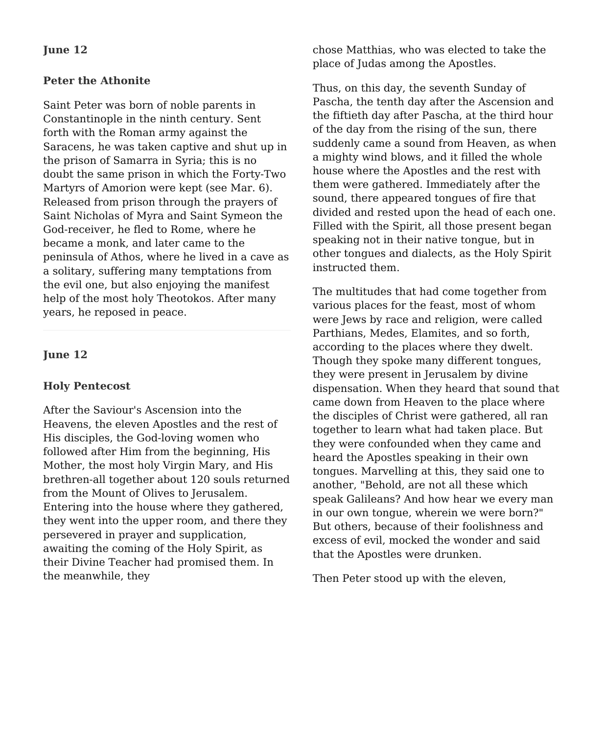**June 12**

**Peter the Athonite**

Saint Peter was born of noble parents in Constantinople in the ninth century. Sent forth with the Roman army against the Saracens, he was taken captive and shut up in the prison of Samarra in Syria; this is no doubt the same prison in which the Forty-Two Martyrs of Amorion were kept (see Mar. 6). Released from prison through the prayers of Saint Nicholas of Myra and Saint Symeon the God-receiver, he fled to Rome, where he became a monk, and later came to the peninsula of Athos, where he lived in a cave as a solitary, suffering many temptations from the evil one, but also enjoying the manifest help of the most holy Theotokos. After many years, he reposed in peace.

---

**June 12**

**Holy Pentecost**

After the Saviour's Ascension into the Heavens, the eleven Apostles and the rest of His disciples, the God-loving women who followed after Him from the beginning, His Mother, the most holy Virgin Mary, and His brethren-all together about 120 souls returned from the Mount of Olives to Jerusalem. Entering into the house where they gathered, they went into the upper room, and there they persevered in prayer and supplication, awaiting the coming of the Holy Spirit, as their Divine Teacher had promised them. In the meanwhile, they chose Matthias, who was elected to take the place of Judas among the Apostles.

Thus, on this day, the seventh Sunday of Pascha, the tenth day after the Ascension and the fiftieth day after Pascha, at the third hour of the day from the rising of the sun, there suddenly came a sound from Heaven, as when a mighty wind blows, and it filled the whole house where the Apostles and the rest with them were gathered. Immediately after the sound, there appeared tongues of fire that divided and rested upon the head of each one. Filled with the Spirit, all those present began speaking not in their native tongue, but in other tongues and dialects, as the Holy Spirit instructed them.

The multitudes that had come together from various places for the feast, most of whom were Jews by race and religion, were called Parthians, Medes, Elamites, and so forth, according to the places where they dwelt. Though they spoke many different tongues, they were present in Jerusalem by divine dispensation. When they heard that sound that came down from Heaven to the place where the disciples of Christ were gathered, all ran together to learn what had taken place. But they were confounded when they came and heard the Apostles speaking in their own tongues. Marvelling at this, they said one to another, "Behold, are not all these which speak Galileans? And how hear we every man in our own tongue, wherein we were born?" But others, because of their foolishness and excess of evil, mocked the wonder and said that the Apostles were drunken.

Then Peter stood up with the eleven,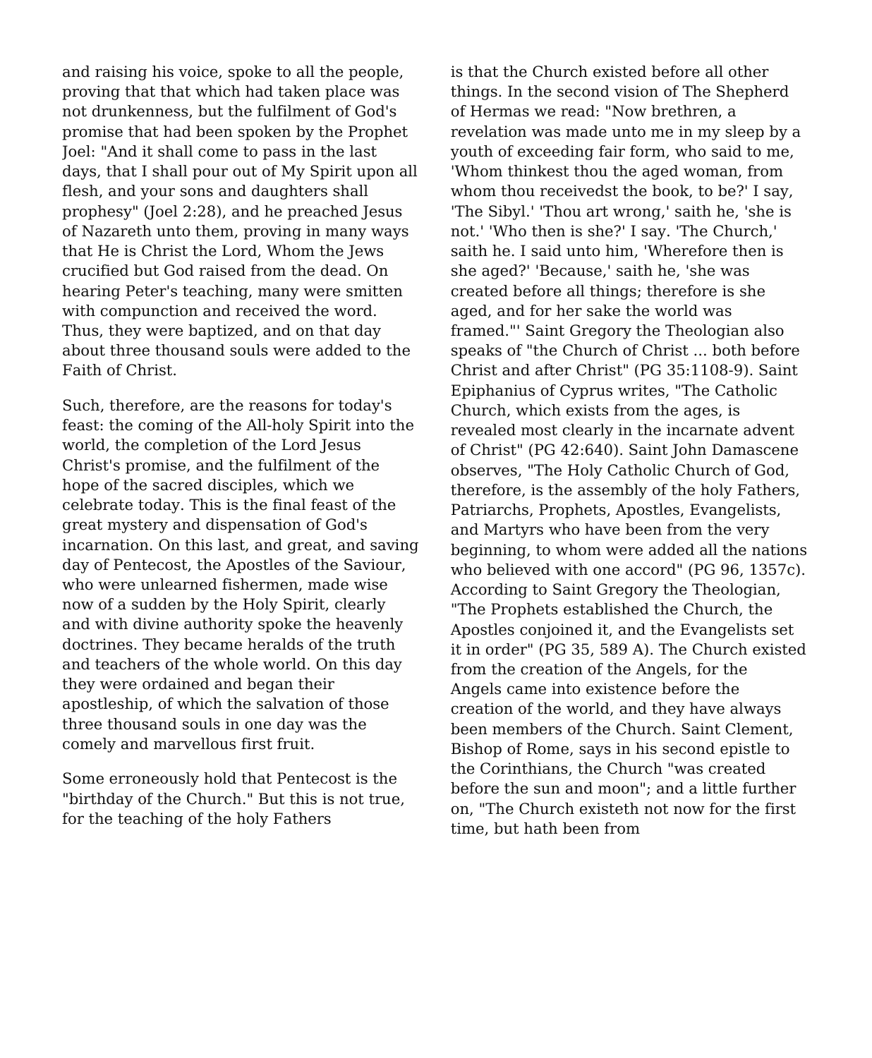and raising his voice, spoke to all the people, proving that that which had taken place was not drunkenness, but the fulfilment of God's promise that had been spoken by the Prophet Joel: "And it shall come to pass in the last days, that I shall pour out of My Spirit upon all flesh, and your sons and daughters shall prophesy" (Joel 2:28), and he preached Jesus of Nazareth unto them, proving in many ways that He is Christ the Lord, Whom the Jews crucified but God raised from the dead. On hearing Peter's teaching, many were smitten with compunction and received the word. Thus, they were baptized, and on that day about three thousand souls were added to the Faith of Christ.

Such, therefore, are the reasons for today's feast: the coming of the All-holy Spirit into the world, the completion of the Lord Jesus Christ's promise, and the fulfilment of the hope of the sacred disciples, which we celebrate today. This is the final feast of the great mystery and dispensation of God's incarnation. On this last, and great, and saving day of Pentecost, the Apostles of the Saviour, who were unlearned fishermen, made wise now of a sudden by the Holy Spirit, clearly and with divine authority spoke the heavenly doctrines. They became heralds of the truth and teachers of the whole world. On this day they were ordained and began their apostleship, of which the salvation of those three thousand souls in one day was the comely and marvellous first fruit.

Some erroneously hold that Pentecost is the "birthday of the Church." But this is not true, for the teaching of the holy Fathers is that the Church existed before all other things. In the second vision of The Shepherd of Hermas we read: "Now brethren, a revelation was made unto me in my sleep by a youth of exceeding fair form, who said to me, 'Whom thinkest thou the aged woman, from whom thou receivedst the book, to be?' I say, 'The Sibyl.' 'Thou art wrong,' saith he, 'she is not.' 'Who then is she?' I say. 'The Church,' saith he. I said unto him, 'Wherefore then is she aged?' 'Because,' saith he, 'she was created before all things; therefore is she aged, and for her sake the world was framed."' Saint Gregory the Theologian also speaks of "the Church of Christ ... both before Christ and after Christ" (PG 35:1108-9). Saint Epiphanius of Cyprus writes, "The Catholic Church, which exists from the ages, is revealed most clearly in the incarnate advent of Christ" (PG 42:640). Saint John Damascene observes, "The Holy Catholic Church of God, therefore, is the assembly of the holy Fathers, Patriarchs, Prophets, Apostles, Evangelists, and Martyrs who have been from the very beginning, to whom were added all the nations who believed with one accord" (PG 96, 1357c). According to Saint Gregory the Theologian, "The Prophets established the Church, the Apostles conjoined it, and the Evangelists set it in order" (PG 35, 589 A). The Church existed from the creation of the Angels, for the Angels came into existence before the creation of the world, and they have always been members of the Church. Saint Clement, Bishop of Rome, says in his second epistle to the Corinthians, the Church "was created before the sun and moon"; and a little further on, "The Church existeth not now for the first time, but hath been from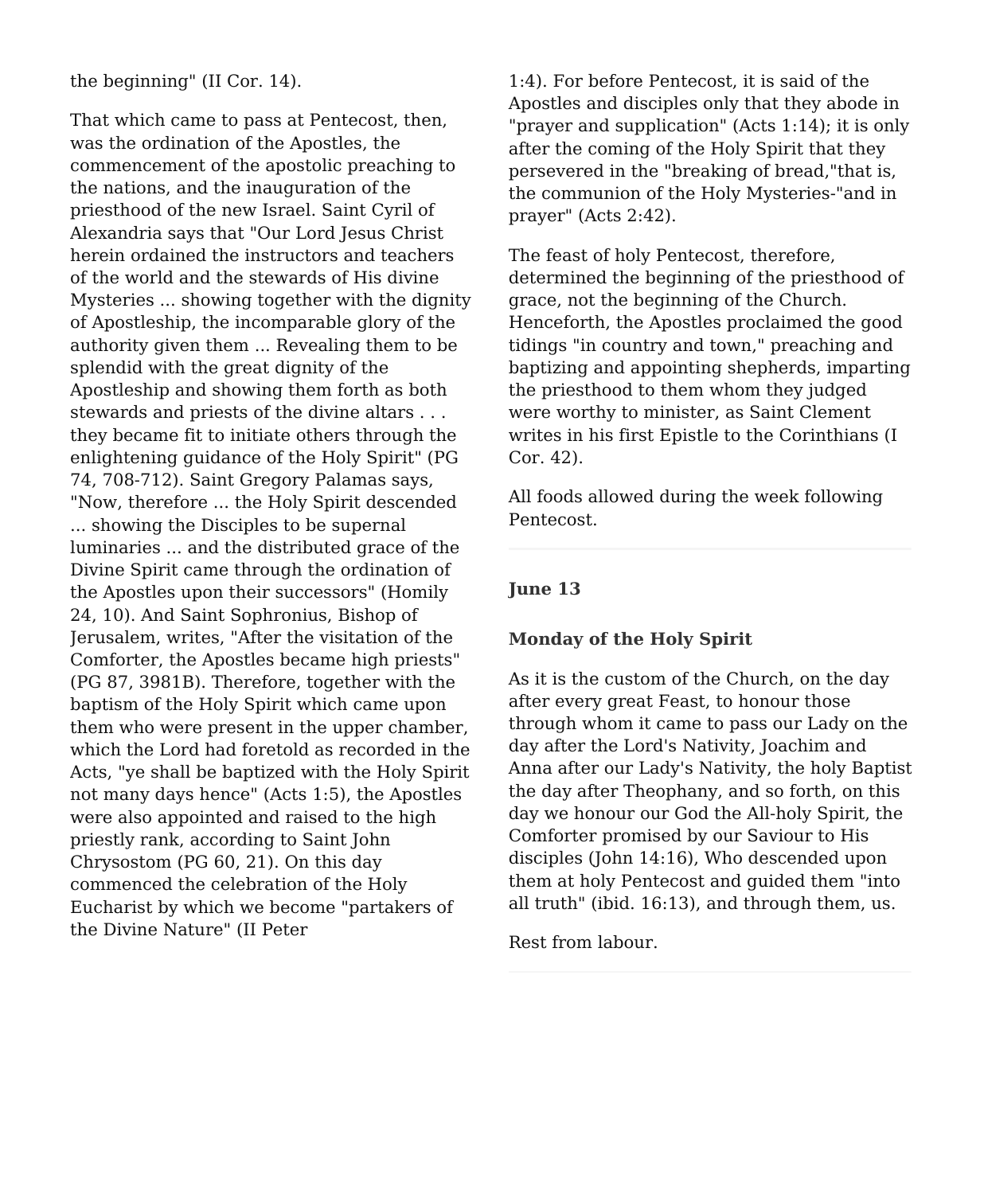the beginning" (II Cor. 14).

That which came to pass at Pentecost, then, was the ordination of the Apostles, the commencement of the apostolic preaching to the nations, and the inauguration of the priesthood of the new Israel. Saint Cyril of Alexandria says that "Our Lord Jesus Christ herein ordained the instructors and teachers of the world and the stewards of His divine Mysteries ... showing together with the dignity of Apostleship, the incomparable glory of the authority given them ... Revealing them to be splendid with the great dignity of the Apostleship and showing them forth as both stewards and priests of the divine altars . . . they became fit to initiate others through the enlightening guidance of the Holy Spirit" (PG 74, 708-712). Saint Gregory Palamas says, "Now, therefore ... the Holy Spirit descended ... showing the Disciples to be supernal luminaries ... and the distributed grace of the Divine Spirit came through the ordination of the Apostles upon their successors" (Homily 24, 10). And Saint Sophronius, Bishop of Jerusalem, writes, "After the visitation of the Comforter, the Apostles became high priests" (PG 87, 3981B). Therefore, together with the baptism of the Holy Spirit which came upon them who were present in the upper chamber, which the Lord had foretold as recorded in the Acts, "ye shall be baptized with the Holy Spirit not many days hence" (Acts 1:5), the Apostles were also appointed and raised to the high priestly rank, according to Saint John Chrysostom (PG 60, 21). On this day commenced the celebration of the Holy Eucharist by which we become "partakers of the Divine Nature" (II Peter 1:4). For before Pentecost, it is said of the Apostles and disciples only that they abode in "prayer and supplication" (Acts 1:14); it is only after the coming of the Holy Spirit that they persevered in the "breaking of bread,"that is, the communion of the Holy Mysteries-"and in prayer" (Acts 2:42).

The feast of holy Pentecost, therefore, determined the beginning of the priesthood of grace, not the beginning of the Church. Henceforth, the Apostles proclaimed the good tidings "in country and town," preaching and baptizing and appointing shepherds, imparting the priesthood to them whom they judged were worthy to minister, as Saint Clement writes in his first Epistle to the Corinthians (I Cor. 42).

All foods allowed during the week following Pentecost.

---

**June 13**

**Monday of the Holy Spirit**

As it is the custom of the Church, on the day after every great Feast, to honour those through whom it came to pass our Lady on the day after the Lord's Nativity, Joachim and Anna after our Lady's Nativity, the holy Baptist the day after Theophany, and so forth, on this day we honour our God the All-holy Spirit, the Comforter promised by our Saviour to His disciples (John 14:16), Who descended upon them at holy Pentecost and guided them "into all truth" (ibid. 16:13), and through them, us.

Rest from labour.

---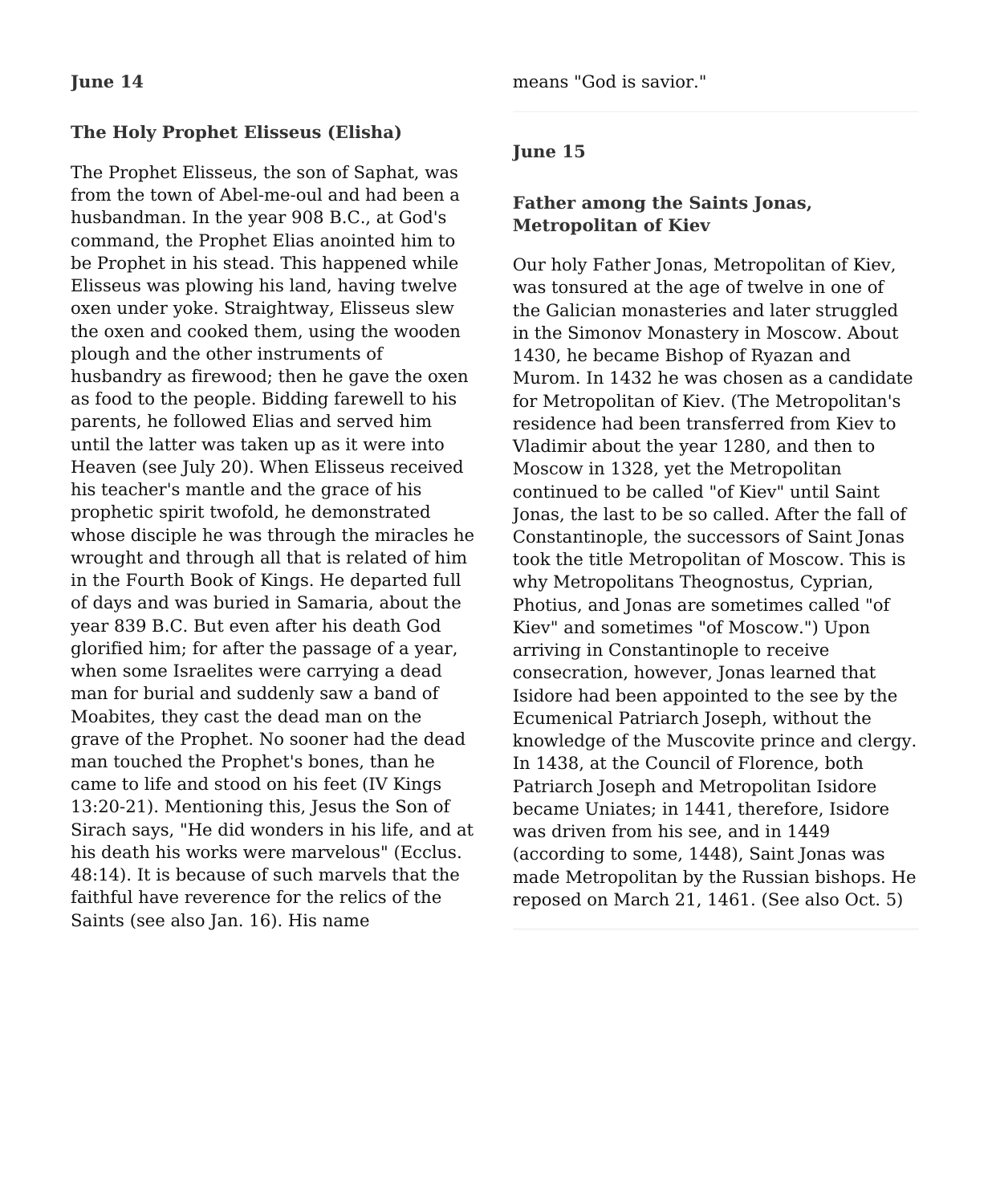**June 14**

**The Holy Prophet Elisseus (Elisha)**

The Prophet Elisseus, the son of Saphat, was from the town of Abel-me-oul and had been a husbandman. In the year 908 B.C., at God's command, the Prophet Elias anointed him to be Prophet in his stead. This happened while Elisseus was plowing his land, having twelve oxen under yoke. Straightway, Elisseus slew the oxen and cooked them, using the wooden plough and the other instruments of husbandry as firewood; then he gave the oxen as food to the people. Bidding farewell to his parents, he followed Elias and served him until the latter was taken up as it were into Heaven (see July 20). When Elisseus received his teacher's mantle and the grace of his prophetic spirit twofold, he demonstrated whose disciple he was through the miracles he wrought and through all that is related of him in the Fourth Book of Kings. He departed full of days and was buried in Samaria, about the year 839 B.C. But even after his death God glorified him; for after the passage of a year, when some Israelites were carrying a dead man for burial and suddenly saw a band of Moabites, they cast the dead man on the grave of the Prophet. No sooner had the dead man touched the Prophet's bones, than he came to life and stood on his feet (IV Kings 13:20-21). Mentioning this, Jesus the Son of Sirach says, "He did wonders in his life, and at his death his works were marvelous" (Ecclus. 48:14). It is because of such marvels that the faithful have reverence for the relics of the Saints (see also Jan. 16). His name means "God is savior."

---

**June 15**

**Father among the Saints Jonas, Metropolitan of Kiev**

Our holy Father Jonas, Metropolitan of Kiev, was tonsured at the age of twelve in one of the Galician monasteries and later struggled in the Simonov Monastery in Moscow. About 1430, he became Bishop of Ryazan and Murom. In 1432 he was chosen as a candidate for Metropolitan of Kiev. (The Metropolitan's residence had been transferred from Kiev to Vladimir about the year 1280, and then to Moscow in 1328, yet the Metropolitan continued to be called "of Kiev" until Saint Jonas, the last to be so called. After the fall of Constantinople, the successors of Saint Jonas took the title Metropolitan of Moscow. This is why Metropolitans Theognostus, Cyprian, Photius, and Jonas are sometimes called "of Kiev" and sometimes "of Moscow.") Upon arriving in Constantinople to receive consecration, however, Jonas learned that Isidore had been appointed to the see by the Ecumenical Patriarch Joseph, without the knowledge of the Muscovite prince and clergy. In 1438, at the Council of Florence, both Patriarch Joseph and Metropolitan Isidore became Uniates; in 1441, therefore, Isidore was driven from his see, and in 1449 (according to some, 1448), Saint Jonas was made Metropolitan by the Russian bishops. He reposed on March 21, 1461. (See also Oct. 5)

---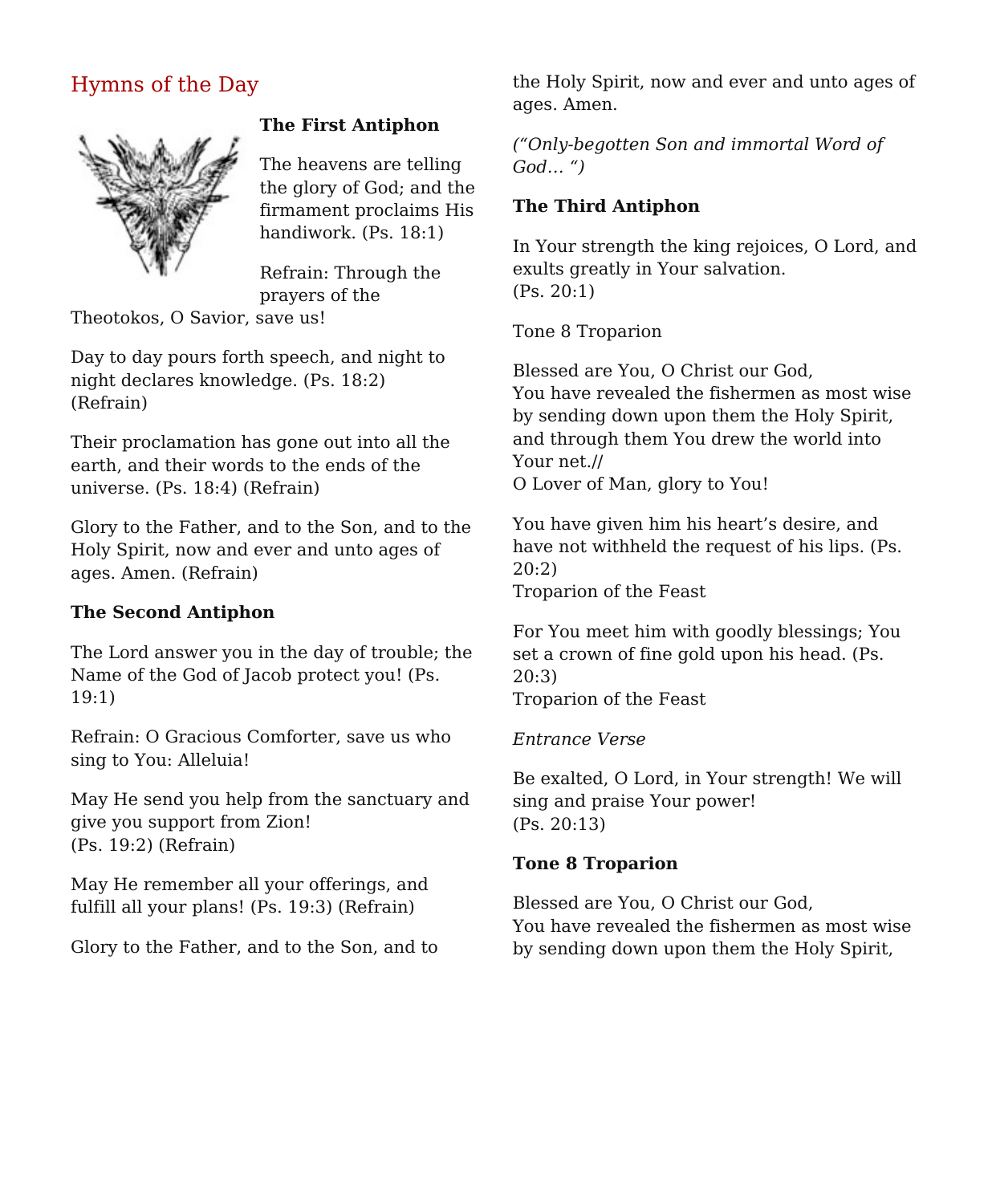## Hymns of the Day

**The First Antiphon**

The heavens are telling the glory of God; and the firmament proclaims His handiwork. (Ps. 18:1)

Refrain: Through the prayers of the Theotokos, O Savior, save us!

Day to day pours forth speech, and night to night declares knowledge. (Ps. 18:2) (Refrain)

Their proclamation has gone out into all the earth, and their words to the ends of the universe. (Ps. 18:4) (Refrain)

Glory to the Father, and to the Son, and to the Holy Spirit, now and ever and unto ages of ages. Amen. (Refrain)

**The Second Antiphon**

The Lord answer you in the day of trouble; the Name of the God of Jacob protect you! (Ps. 19:1)

Refrain: O Gracious Comforter, save us who sing to You: Alleluia!

May He send you help from the sanctuary and give you support from Zion!
(Ps. 19:2) (Refrain)

May He remember all your offerings, and fulfill all your plans! (Ps. 19:3) (Refrain)

Glory to the Father, and to the Son, and to the Holy Spirit, now and ever and unto ages of ages. Amen.

*("Only-begotten Son and immortal Word of God… ")*

**The Third Antiphon**

In Your strength the king rejoices, O Lord, and exults greatly in Your salvation.
(Ps. 20:1)

Tone 8 Troparion

Blessed are You, O Christ our God,
You have revealed the fishermen as most wise
by sending down upon them the Holy Spirit,
and through them You drew the world into Your net.//
O Lover of Man, glory to You!

You have given him his heart's desire, and have not withheld the request of his lips. (Ps. 20:2)
Troparion of the Feast

For You meet him with goodly blessings; You set a crown of fine gold upon his head. (Ps. 20:3)
Troparion of the Feast

*Entrance Verse*

Be exalted, O Lord, in Your strength! We will sing and praise Your power!
(Ps. 20:13)

**Tone 8 Troparion**

Blessed are You, O Christ our God,
You have revealed the fishermen as most wise
by sending down upon them the Holy Spirit,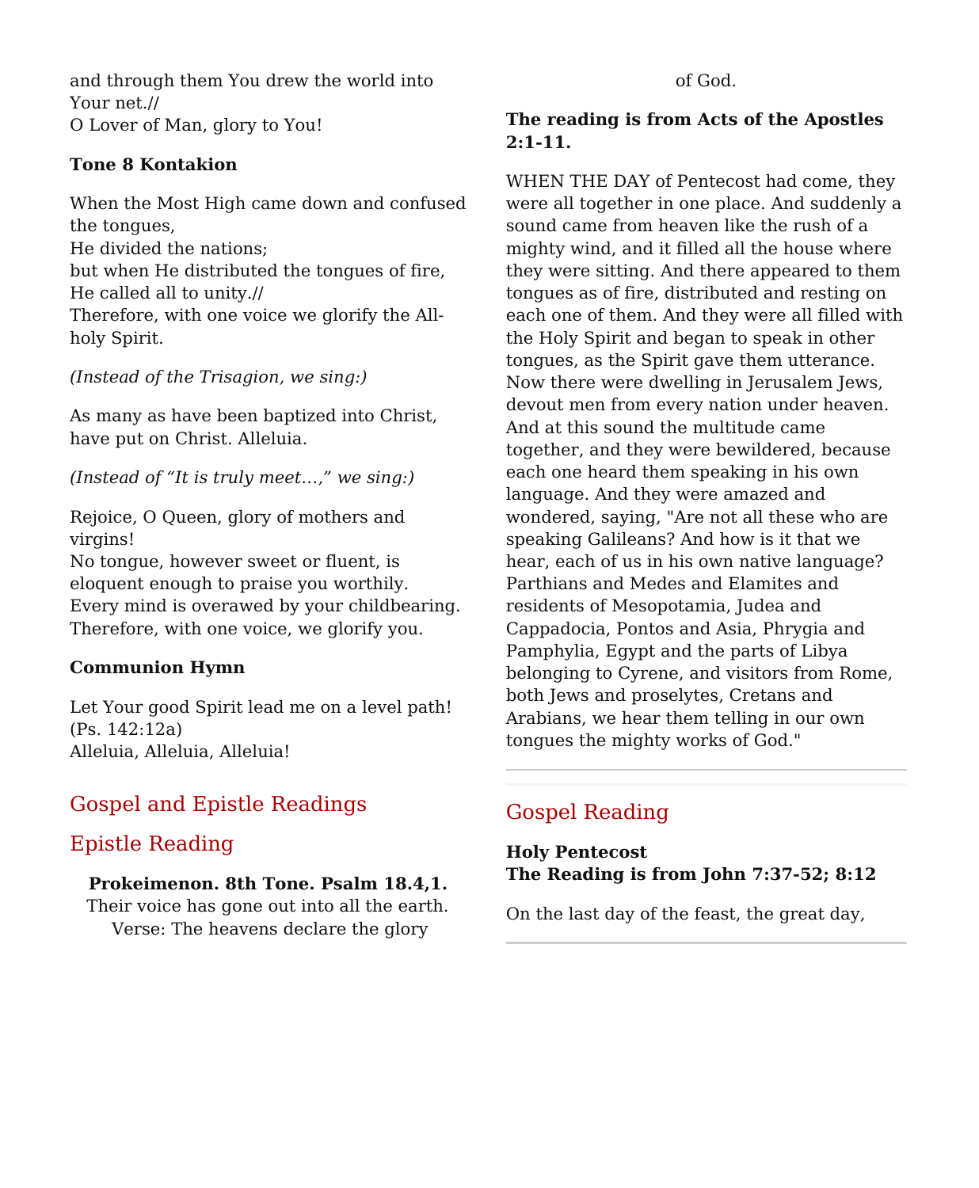and through them You drew the world into Your net.//
O Lover of Man, glory to You!

**Tone 8 Kontakion**

When the Most High came down and confused the tongues,
He divided the nations;
but when He distributed the tongues of fire,
He called all to unity.//
Therefore, with one voice we glorify the All-holy Spirit.

*(Instead of the Trisagion, we sing:)*

As many as have been baptized into Christ, have put on Christ. Alleluia.

*(Instead of "It is truly meet…," we sing:)*

Rejoice, O Queen, glory of mothers and virgins!
No tongue, however sweet or fluent, is eloquent enough to praise you worthily.
Every mind is overawed by your childbearing.
Therefore, with one voice, we glorify you.

**Communion Hymn**

Let Your good Spirit lead me on a level path! (Ps. 142:12a)
Alleluia, Alleluia, Alleluia!

## Gospel and Epistle Readings

## Epistle Reading

**Prokeimenon. 8th Tone. Psalm 18.4,1.**
Their voice has gone out into all the earth.
Verse: The heavens declare the glory of God.

**The reading is from Acts of the Apostles 2:1-11.**

WHEN THE DAY of Pentecost had come, they were all together in one place. And suddenly a sound came from heaven like the rush of a mighty wind, and it filled all the house where they were sitting. And there appeared to them tongues as of fire, distributed and resting on each one of them. And they were all filled with the Holy Spirit and began to speak in other tongues, as the Spirit gave them utterance. Now there were dwelling in Jerusalem Jews, devout men from every nation under heaven. And at this sound the multitude came together, and they were bewildered, because each one heard them speaking in his own language. And they were amazed and wondered, saying, "Are not all these who are speaking Galileans? And how is it that we hear, each of us in his own native language? Parthians and Medes and Elamites and residents of Mesopotamia, Judea and Cappadocia, Pontos and Asia, Phrygia and Pamphylia, Egypt and the parts of Libya belonging to Cyrene, and visitors from Rome, both Jews and proselytes, Cretans and Arabians, we hear them telling in our own tongues the mighty works of God."

---

## Gospel Reading

**Holy Pentecost**
**The Reading is from John 7:37-52; 8:12**

On the last day of the feast, the great day,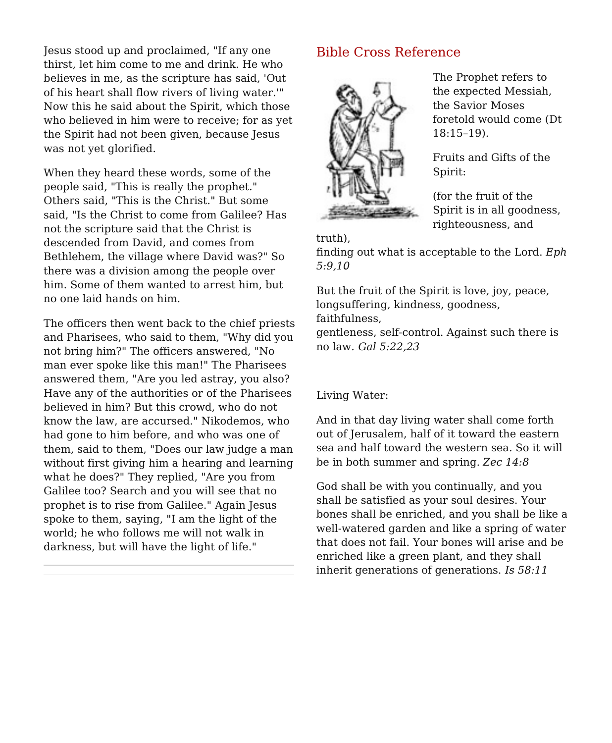Jesus stood up and proclaimed, "If any one thirst, let him come to me and drink. He who believes in me, as the scripture has said, 'Out of his heart shall flow rivers of living water.'" Now this he said about the Spirit, which those who believed in him were to receive; for as yet the Spirit had not been given, because Jesus was not yet glorified.

When they heard these words, some of the people said, "This is really the prophet." Others said, "This is the Christ." But some said, "Is the Christ to come from Galilee? Has not the scripture said that the Christ is descended from David, and comes from Bethlehem, the village where David was?" So there was a division among the people over him. Some of them wanted to arrest him, but no one laid hands on him.

The officers then went back to the chief priests and Pharisees, who said to them, "Why did you not bring him?" The officers answered, "No man ever spoke like this man!" The Pharisees answered them, "Are you led astray, you also? Have any of the authorities or of the Pharisees believed in him? But this crowd, who do not know the law, are accursed." Nikodemos, who had gone to him before, and who was one of them, said to them, "Does our law judge a man without first giving him a hearing and learning what he does?" They replied, "Are you from Galilee too? Search and you will see that no prophet is to rise from Galilee." Again Jesus spoke to them, saying, "I am the light of the world; he who follows me will not walk in darkness, but will have the light of life."

## Bible Cross Reference

The Prophet refers to the expected Messiah, the Savior Moses foretold would come (Dt 18:15–19).

Fruits and Gifts of the Spirit:

(for the fruit of the Spirit is in all goodness, righteousness, and truth),
finding out what is acceptable to the Lord. *Eph 5:9,10*

But the fruit of the Spirit is love, joy, peace, longsuffering, kindness, goodness, faithfulness,
gentleness, self-control. Against such there is no law. *Gal 5:22,23*

Living Water:

And in that day living water shall come forth out of Jerusalem, half of it toward the eastern sea and half toward the western sea. So it will be in both summer and spring. *Zec 14:8*

God shall be with you continually, and you shall be satisfied as your soul desires. Your bones shall be enriched, and you shall be like a well-watered garden and like a spring of water that does not fail. Your bones will arise and be enriched like a green plant, and they shall inherit generations of generations. *Is 58:11*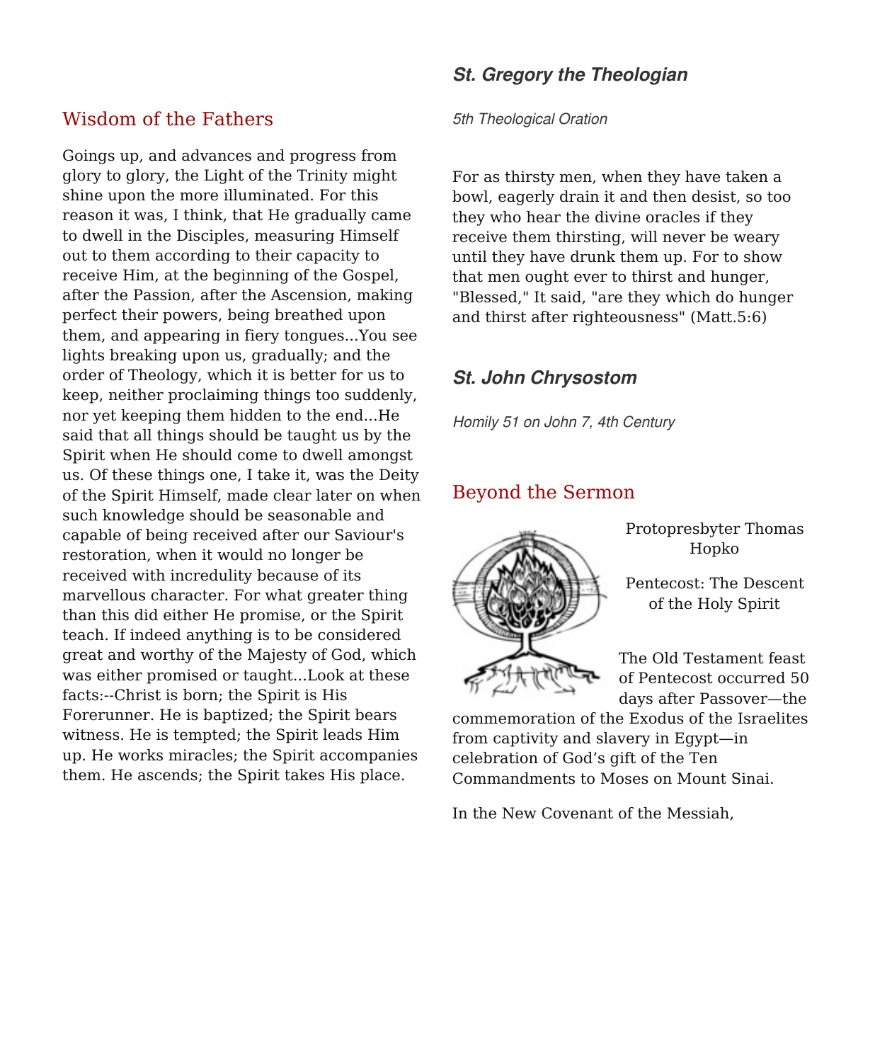## Wisdom of the Fathers

Goings up, and advances and progress from glory to glory, the Light of the Trinity might shine upon the more illuminated. For this reason it was, I think, that He gradually came to dwell in the Disciples, measuring Himself out to them according to their capacity to receive Him, at the beginning of the Gospel, after the Passion, after the Ascension, making perfect their powers, being breathed upon them, and appearing in fiery tongues...You see lights breaking upon us, gradually; and the order of Theology, which it is better for us to keep, neither proclaiming things too suddenly, nor yet keeping them hidden to the end...He said that all things should be taught us by the Spirit when He should come to dwell amongst us. Of these things one, I take it, was the Deity of the Spirit Himself, made clear later on when such knowledge should be seasonable and capable of being received after our Saviour's restoration, when it would no longer be received with incredulity because of its marvellous character. For what greater thing than this did either He promise, or the Spirit teach. If indeed anything is to be considered great and worthy of the Majesty of God, which was either promised or taught...Look at these facts:--Christ is born; the Spirit is His Forerunner. He is baptized; the Spirit bears witness. He is tempted; the Spirit leads Him up. He works miracles; the Spirit accompanies them. He ascends; the Spirit takes His place.

### *St. Gregory the Theologian*

*5th Theological Oration*

For as thirsty men, when they have taken a bowl, eagerly drain it and then desist, so too they who hear the divine oracles if they receive them thirsting, will never be weary until they have drunk them up. For to show that men ought ever to thirst and hunger, "Blessed," It said, "are they which do hunger and thirst after righteousness" (Matt.5:6)

### *St. John Chrysostom*

*Homily 51 on John 7, 4th Century*

## Beyond the Sermon

Protopresbyter Thomas Hopko

Pentecost: The Descent of the Holy Spirit

The Old Testament feast of Pentecost occurred 50 days after Passover—the commemoration of the Exodus of the Israelites from captivity and slavery in Egypt—in celebration of God's gift of the Ten Commandments to Moses on Mount Sinai.

In the New Covenant of the Messiah,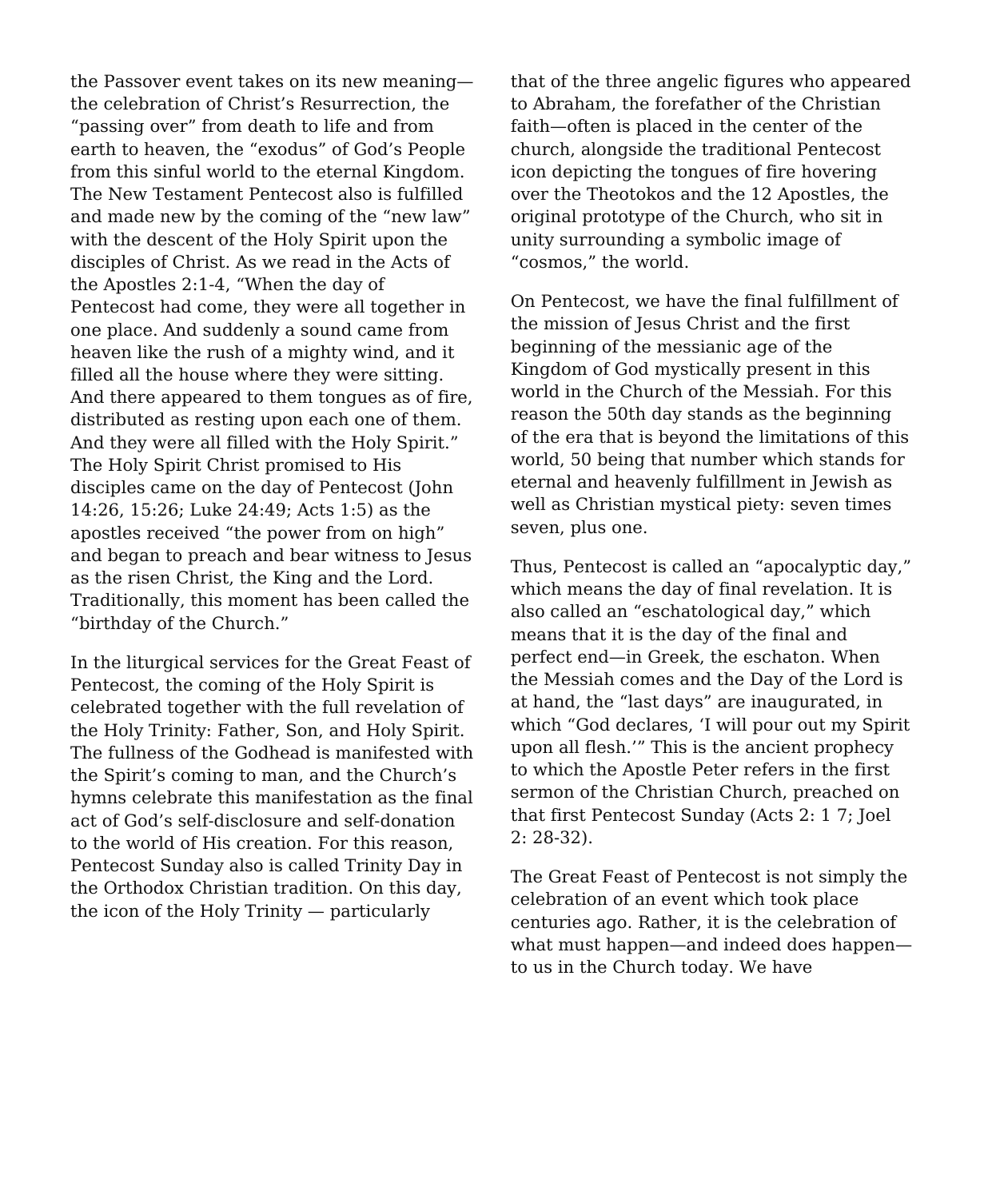the Passover event takes on its new meaning—the celebration of Christ's Resurrection, the "passing over" from death to life and from earth to heaven, the "exodus" of God's People from this sinful world to the eternal Kingdom. The New Testament Pentecost also is fulfilled and made new by the coming of the "new law" with the descent of the Holy Spirit upon the disciples of Christ. As we read in the Acts of the Apostles 2:1-4, "When the day of Pentecost had come, they were all together in one place. And suddenly a sound came from heaven like the rush of a mighty wind, and it filled all the house where they were sitting. And there appeared to them tongues as of fire, distributed as resting upon each one of them. And they were all filled with the Holy Spirit." The Holy Spirit Christ promised to His disciples came on the day of Pentecost (John 14:26, 15:26; Luke 24:49; Acts 1:5) as the apostles received "the power from on high" and began to preach and bear witness to Jesus as the risen Christ, the King and the Lord. Traditionally, this moment has been called the "birthday of the Church."

In the liturgical services for the Great Feast of Pentecost, the coming of the Holy Spirit is celebrated together with the full revelation of the Holy Trinity: Father, Son, and Holy Spirit. The fullness of the Godhead is manifested with the Spirit's coming to man, and the Church's hymns celebrate this manifestation as the final act of God's self-disclosure and self-donation to the world of His creation. For this reason, Pentecost Sunday also is called Trinity Day in the Orthodox Christian tradition. On this day, the icon of the Holy Trinity — particularly that of the three angelic figures who appeared to Abraham, the forefather of the Christian faith—often is placed in the center of the church, alongside the traditional Pentecost icon depicting the tongues of fire hovering over the Theotokos and the 12 Apostles, the original prototype of the Church, who sit in unity surrounding a symbolic image of "cosmos," the world.

On Pentecost, we have the final fulfillment of the mission of Jesus Christ and the first beginning of the messianic age of the Kingdom of God mystically present in this world in the Church of the Messiah. For this reason the 50th day stands as the beginning of the era that is beyond the limitations of this world, 50 being that number which stands for eternal and heavenly fulfillment in Jewish as well as Christian mystical piety: seven times seven, plus one.

Thus, Pentecost is called an "apocalyptic day," which means the day of final revelation. It is also called an "eschatological day," which means that it is the day of the final and perfect end—in Greek, the eschaton. When the Messiah comes and the Day of the Lord is at hand, the "last days" are inaugurated, in which "God declares, 'I will pour out my Spirit upon all flesh.'" This is the ancient prophecy to which the Apostle Peter refers in the first sermon of the Christian Church, preached on that first Pentecost Sunday (Acts 2: 1 7; Joel 2: 28-32).

The Great Feast of Pentecost is not simply the celebration of an event which took place centuries ago. Rather, it is the celebration of what must happen—and indeed does happen—to us in the Church today. We have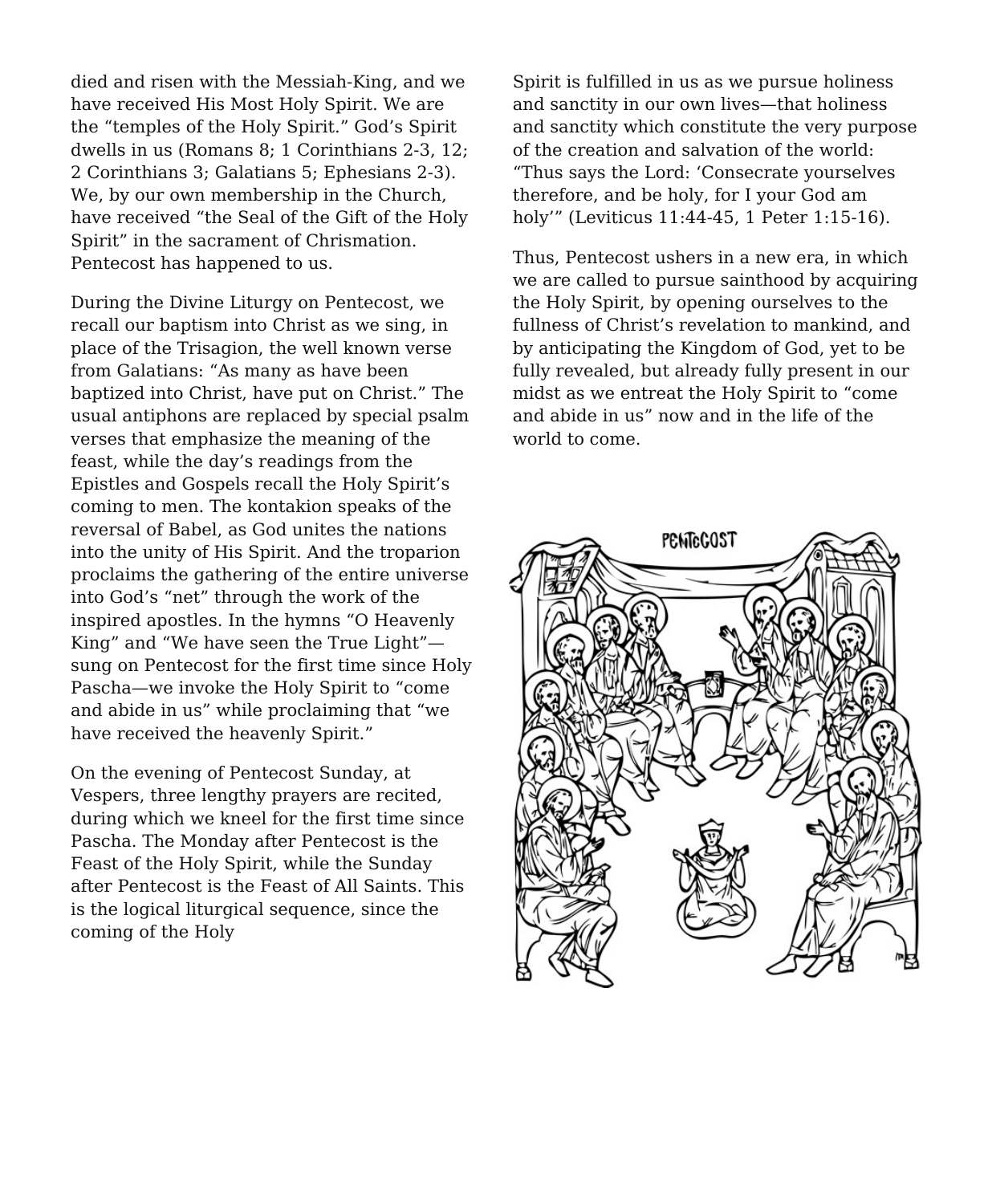died and risen with the Messiah-King, and we have received His Most Holy Spirit. We are the “temples of the Holy Spirit.” God’s Spirit dwells in us (Romans 8; 1 Corinthians 2-3, 12; 2 Corinthians 3; Galatians 5; Ephesians 2-3). We, by our own membership in the Church, have received “the Seal of the Gift of the Holy Spirit” in the sacrament of Chrismation. Pentecost has happened to us.

During the Divine Liturgy on Pentecost, we recall our baptism into Christ as we sing, in place of the Trisagion, the well known verse from Galatians: “As many as have been baptized into Christ, have put on Christ.” The usual antiphons are replaced by special psalm verses that emphasize the meaning of the feast, while the day’s readings from the Epistles and Gospels recall the Holy Spirit’s coming to men. The kontakion speaks of the reversal of Babel, as God unites the nations into the unity of His Spirit. And the troparion proclaims the gathering of the entire universe into God’s “net” through the work of the inspired apostles. In the hymns “O Heavenly King” and “We have seen the True Light”—sung on Pentecost for the first time since Holy Pascha—we invoke the Holy Spirit to “come and abide in us” while proclaiming that “we have received the heavenly Spirit.”

On the evening of Pentecost Sunday, at Vespers, three lengthy prayers are recited, during which we kneel for the first time since Pascha. The Monday after Pentecost is the Feast of the Holy Spirit, while the Sunday after Pentecost is the Feast of All Saints. This is the logical liturgical sequence, since the coming of the Holy Spirit is fulfilled in us as we pursue holiness and sanctity in our own lives—that holiness and sanctity which constitute the very purpose of the creation and salvation of the world: “Thus says the Lord: ‘Consecrate yourselves therefore, and be holy, for I your God am holy’” (Leviticus 11:44-45, 1 Peter 1:15-16).

Thus, Pentecost ushers in a new era, in which we are called to pursue sainthood by acquiring the Holy Spirit, by opening ourselves to the fullness of Christ’s revelation to mankind, and by anticipating the Kingdom of God, yet to be fully revealed, but already fully present in our midst as we entreat the Holy Spirit to “come and abide in us” now and in the life of the world to come.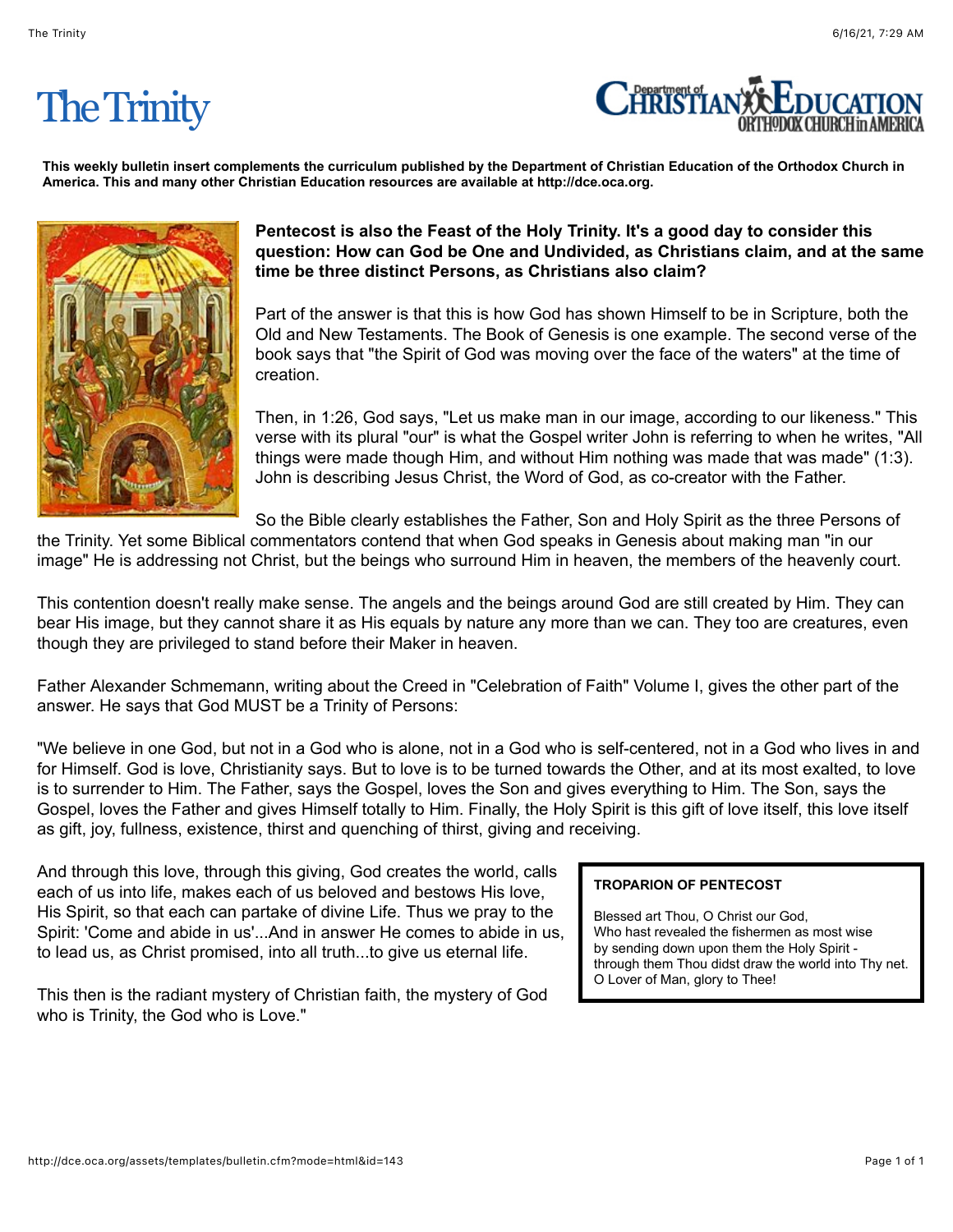# The Trinity

**This weekly bulletin insert complements the curriculum published by the Department of Christian Education of the Orthodox Church in America. This and many other Christian Education resources are available at http://dce.oca.org.**

**Pentecost is also the Feast of the Holy Trinity. It's a good day to consider this question: How can God be One and Undivided, as Christians claim, and at the same time be three distinct Persons, as Christians also claim?**

Part of the answer is that this is how God has shown Himself to be in Scripture, both the Old and New Testaments. The Book of Genesis is one example. The second verse of the book says that "the Spirit of God was moving over the face of the waters" at the time of creation.

Then, in 1:26, God says, "Let us make man in our image, according to our likeness." This verse with its plural "our" is what the Gospel writer John is referring to when he writes, "All things were made though Him, and without Him nothing was made that was made" (1:3). John is describing Jesus Christ, the Word of God, as co-creator with the Father.

So the Bible clearly establishes the Father, Son and Holy Spirit as the three Persons of the Trinity. Yet some Biblical commentators contend that when God speaks in Genesis about making man "in our image" He is addressing not Christ, but the beings who surround Him in heaven, the members of the heavenly court.

This contention doesn't really make sense. The angels and the beings around God are still created by Him. They can bear His image, but they cannot share it as His equals by nature any more than we can. They too are creatures, even though they are privileged to stand before their Maker in heaven.

Father Alexander Schmemann, writing about the Creed in "Celebration of Faith" Volume I, gives the other part of the answer. He says that God MUST be a Trinity of Persons:

"We believe in one God, but not in a God who is alone, not in a God who is self-centered, not in a God who lives in and for Himself. God is love, Christianity says. But to love is to be turned towards the Other, and at its most exalted, to love is to surrender to Him. The Father, says the Gospel, loves the Son and gives everything to Him. The Son, says the Gospel, loves the Father and gives Himself totally to Him. Finally, the Holy Spirit is this gift of love itself, this love itself as gift, joy, fullness, existence, thirst and quenching of thirst, giving and receiving.

And through this love, through this giving, God creates the world, calls each of us into life, makes each of us beloved and bestows His love, His Spirit, so that each can partake of divine Life. Thus we pray to the Spirit: 'Come and abide in us'...And in answer He comes to abide in us, to lead us, as Christ promised, into all truth...to give us eternal life.

This then is the radiant mystery of Christian faith, the mystery of God who is Trinity, the God who is Love."

**TROPARION OF PENTECOST**

Blessed art Thou, O Christ our God,
Who hast revealed the fishermen as most wise
by sending down upon them the Holy Spirit -
through them Thou didst draw the world into Thy net.
O Lover of Man, glory to Thee!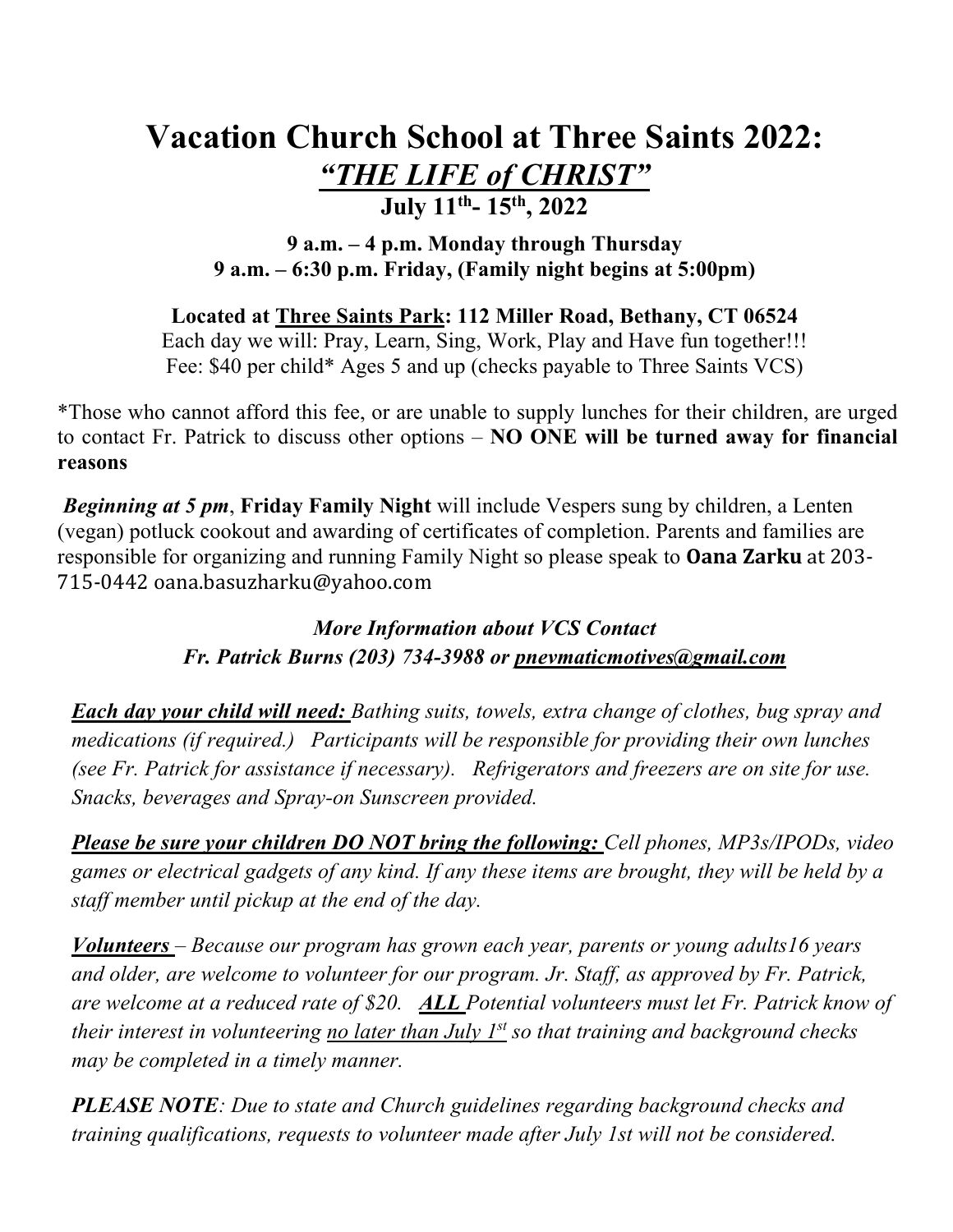# Vacation Church School at Three Saints 2022:

## *"THE LIFE of CHRIST"*

### July 11th- 15th, 2022

**9 a.m. – 4 p.m. Monday through Thursday**
**9 a.m. – 6:30 p.m. Friday, (Family night begins at 5:00pm)**

**Located at Three Saints Park: 112 Miller Road, Bethany, CT 06524**
Each day we will: Pray, Learn, Sing, Work, Play and Have fun together!!!
Fee: $40 per child* Ages 5 and up (checks payable to Three Saints VCS)

*Those who cannot afford this fee, or are unable to supply lunches for their children, are urged to contact Fr. Patrick to discuss other options – **NO ONE will be turned away for financial reasons**

***Beginning at 5 pm***, **Friday Family Night** will include Vespers sung by children, a Lenten (vegan) potluck cookout and awarding of certificates of completion. Parents and families are responsible for organizing and running Family Night so please speak to **Oana Zarku** at 203-715-0442 oana.basuzharku@yahoo.com

***More Information about VCS Contact***
***Fr. Patrick Burns (203) 734-3988 or pnevmaticmotives@gmail.com***

***Each day your child will need:*** *Bathing suits, towels, extra change of clothes, bug spray and medications (if required.) Participants will be responsible for providing their own lunches (see Fr. Patrick for assistance if necessary). Refrigerators and freezers are on site for use. Snacks, beverages and Spray-on Sunscreen provided.*

***Please be sure your children DO NOT bring the following:*** *Cell phones, MP3s/IPODs, video games or electrical gadgets of any kind. If any these items are brought, they will be held by a staff member until pickup at the end of the day.*

***Volunteers*** *– Because our program has grown each year, parents or young adults16 years and older, are welcome to volunteer for our program. Jr. Staff, as approved by Fr. Patrick, are welcome at a reduced rate of $20.* ***ALL*** *Potential volunteers must let Fr. Patrick know of their interest in volunteering no later than July 1st so that training and background checks may be completed in a timely manner.*

***PLEASE NOTE****: Due to state and Church guidelines regarding background checks and training qualifications, requests to volunteer made after July 1st will not be considered.*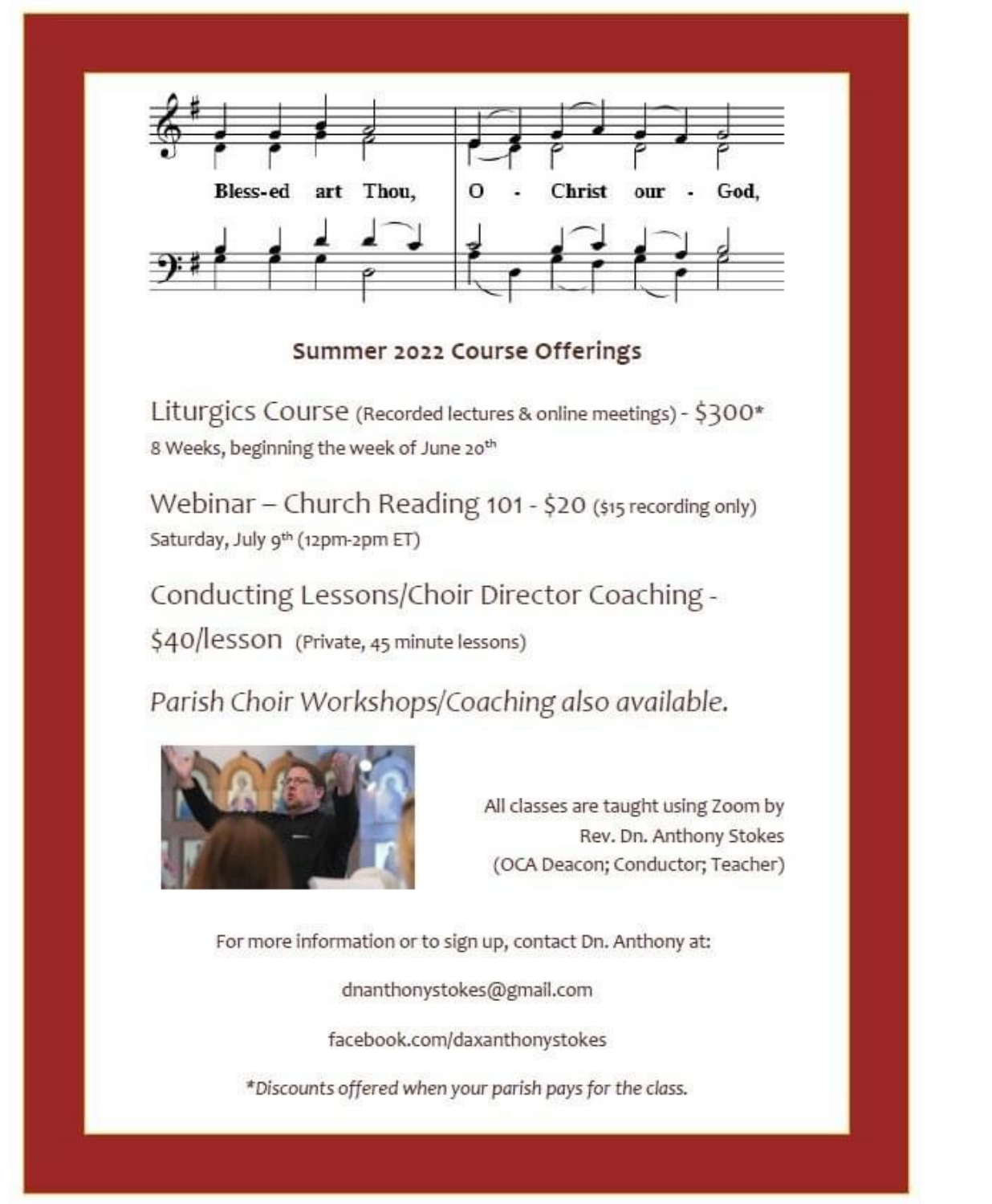## Summer 2022 Course Offerings

Liturgics Course (Recorded lectures & online meetings) - $300*
8 Weeks, beginning the week of June 20th

Webinar – Church Reading 101 - $20 ($15 recording only)
Saturday, July 9th (12pm-2pm ET)

Conducting Lessons/Choir Director Coaching - $40/lesson (Private, 45 minute lessons)

*Parish Choir Workshops/Coaching also available.*

All classes are taught using Zoom by Rev. Dn. Anthony Stokes (OCA Deacon; Conductor; Teacher)

For more information or to sign up, contact Dn. Anthony at:

dnanthonystokes@gmail.com

facebook.com/daxanthonystokes

*\*Discounts offered when your parish pays for the class.*